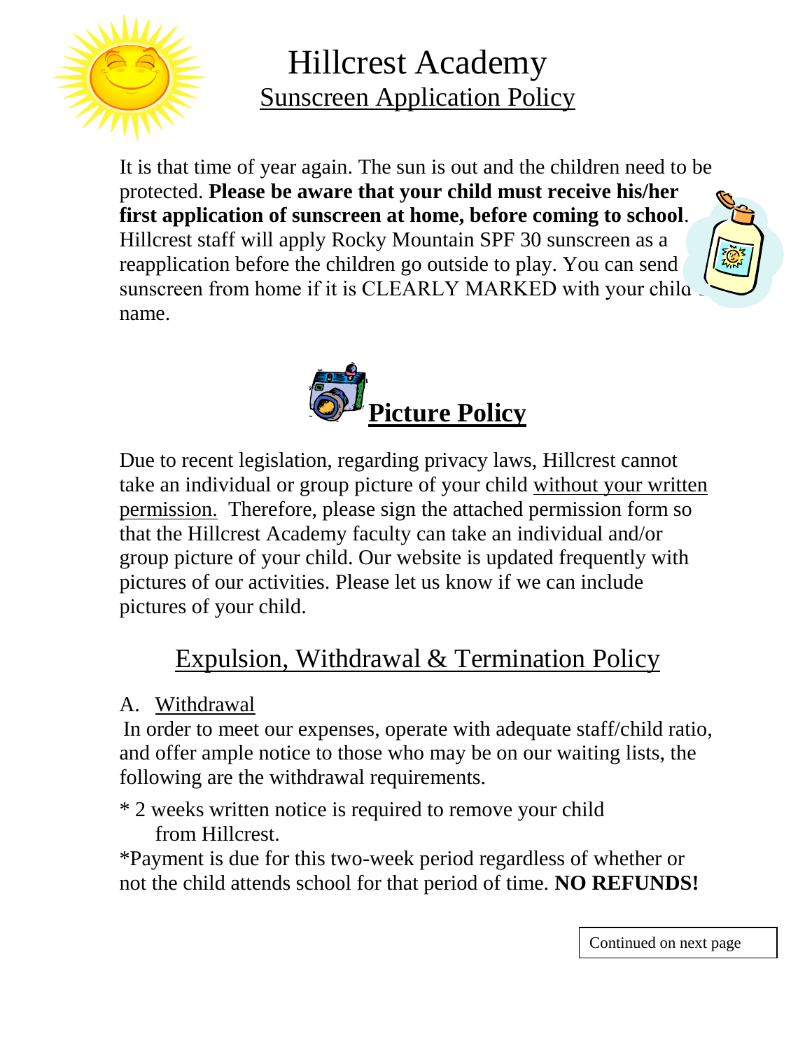# Hillcrest Academy

## Sunscreen Application Policy

It is that time of year again. The sun is out and the children need to be protected. **Please be aware that your child must receive his/her first application of sunscreen at home, before coming to school**. Hillcrest staff will apply Rocky Mountain SPF 30 sunscreen as a reapplication before the children go outside to play. You can send sunscreen from home if it is CLEARLY MARKED with your child's name.

## **Picture Policy**

Due to recent legislation, regarding privacy laws, Hillcrest cannot take an individual or group picture of your child without your written permission. Therefore, please sign the attached permission form so that the Hillcrest Academy faculty can take an individual and/or group picture of your child. Our website is updated frequently with pictures of our activities. Please let us know if we can include pictures of your child.

## Expulsion, Withdrawal & Termination Policy

A. Withdrawal

In order to meet our expenses, operate with adequate staff/child ratio, and offer ample notice to those who may be on our waiting lists, the following are the withdrawal requirements.

* 2 weeks written notice is required to remove your child from Hillcrest.

*Payment is due for this two-week period regardless of whether or not the child attends school for that period of time. **NO REFUNDS!**

Continued on next page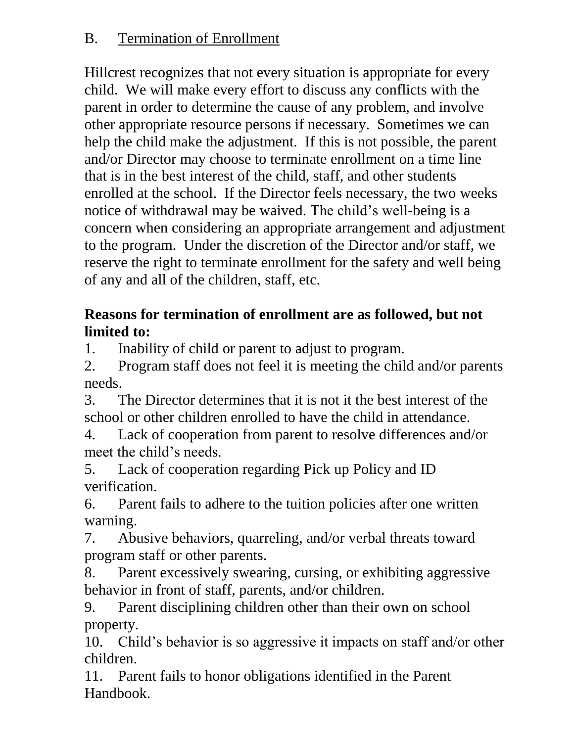## B. Termination of Enrollment

Hillcrest recognizes that not every situation is appropriate for every child. We will make every effort to discuss any conflicts with the parent in order to determine the cause of any problem, and involve other appropriate resource persons if necessary. Sometimes we can help the child make the adjustment. If this is not possible, the parent and/or Director may choose to terminate enrollment on a time line that is in the best interest of the child, staff, and other students enrolled at the school. If the Director feels necessary, the two weeks notice of withdrawal may be waived. The child's well-being is a concern when considering an appropriate arrangement and adjustment to the program. Under the discretion of the Director and/or staff, we reserve the right to terminate enrollment for the safety and well being of any and all of the children, staff, etc.

**Reasons for termination of enrollment are as followed, but not limited to:**

1. Inability of child or parent to adjust to program.
2. Program staff does not feel it is meeting the child and/or parents needs.
3. The Director determines that it is not it the best interest of the school or other children enrolled to have the child in attendance.
4. Lack of cooperation from parent to resolve differences and/or meet the child's needs.
5. Lack of cooperation regarding Pick up Policy and ID verification.
6. Parent fails to adhere to the tuition policies after one written warning.
7. Abusive behaviors, quarreling, and/or verbal threats toward program staff or other parents.
8. Parent excessively swearing, cursing, or exhibiting aggressive behavior in front of staff, parents, and/or children.
9. Parent disciplining children other than their own on school property.
10. Child's behavior is so aggressive it impacts on staff and/or other children.
11. Parent fails to honor obligations identified in the Parent Handbook.